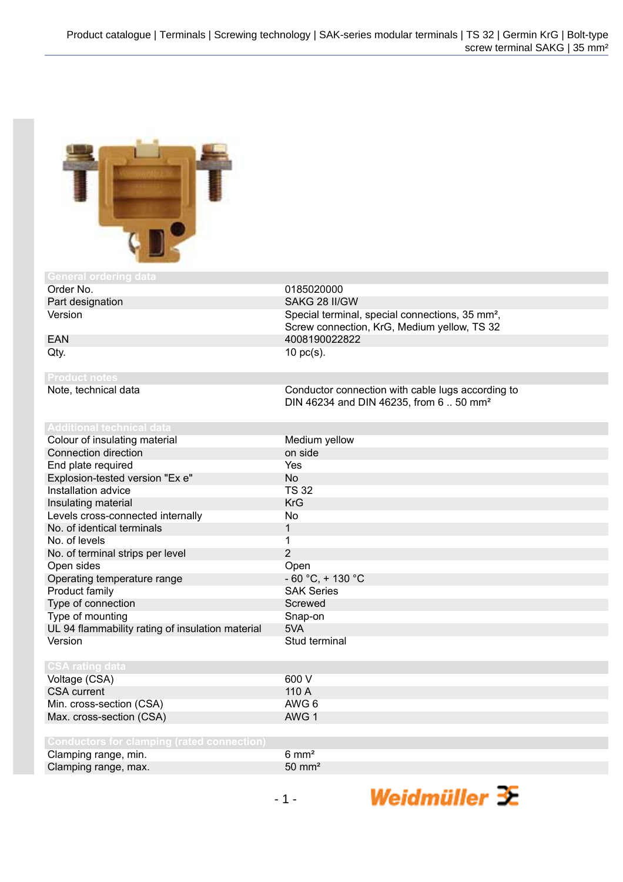## General ordering data

| | |
|---|---|
| Order No. | 0185020000 |
| Part designation | SAKG 28 II/GW |
| Version | Special terminal, special connections, 35 mm², Screw connection, KrG, Medium yellow, TS 32 |
| EAN | 4008190022822 |
| Qty. | 10 pc(s). |

## Product notes

| | |
|---|---|
| Note, technical data | Conductor connection with cable lugs according to DIN 46234 and DIN 46235, from 6 .. 50 mm² |

## Additional technical data

| | |
|---|---|
| Colour of insulating material | Medium yellow |
| Connection direction | on side |
| End plate required | Yes |
| Explosion-tested version "Ex e" | No |
| Installation advice | TS 32 |
| Insulating material | KrG |
| Levels cross-connected internally | No |
| No. of identical terminals | 1 |
| No. of levels | 1 |
| No. of terminal strips per level | 2 |
| Open sides | Open |
| Operating temperature range | - 60 °C, + 130 °C |
| Product family | SAK Series |
| Type of connection | Screwed |
| Type of mounting | Snap-on |
| UL 94 flammability rating of insulation material | 5VA |
| Version | Stud terminal |

## CSA rating data

| | |
|---|---|
| Voltage (CSA) | 600 V |
| CSA current | 110 A |
| Min. cross-section (CSA) | AWG 6 |
| Max. cross-section (CSA) | AWG 1 |

## Conductors for clamping (rated connection)

| | |
|---|---|
| Clamping range, min. | 6 mm² |
| Clamping range, max. | 50 mm² |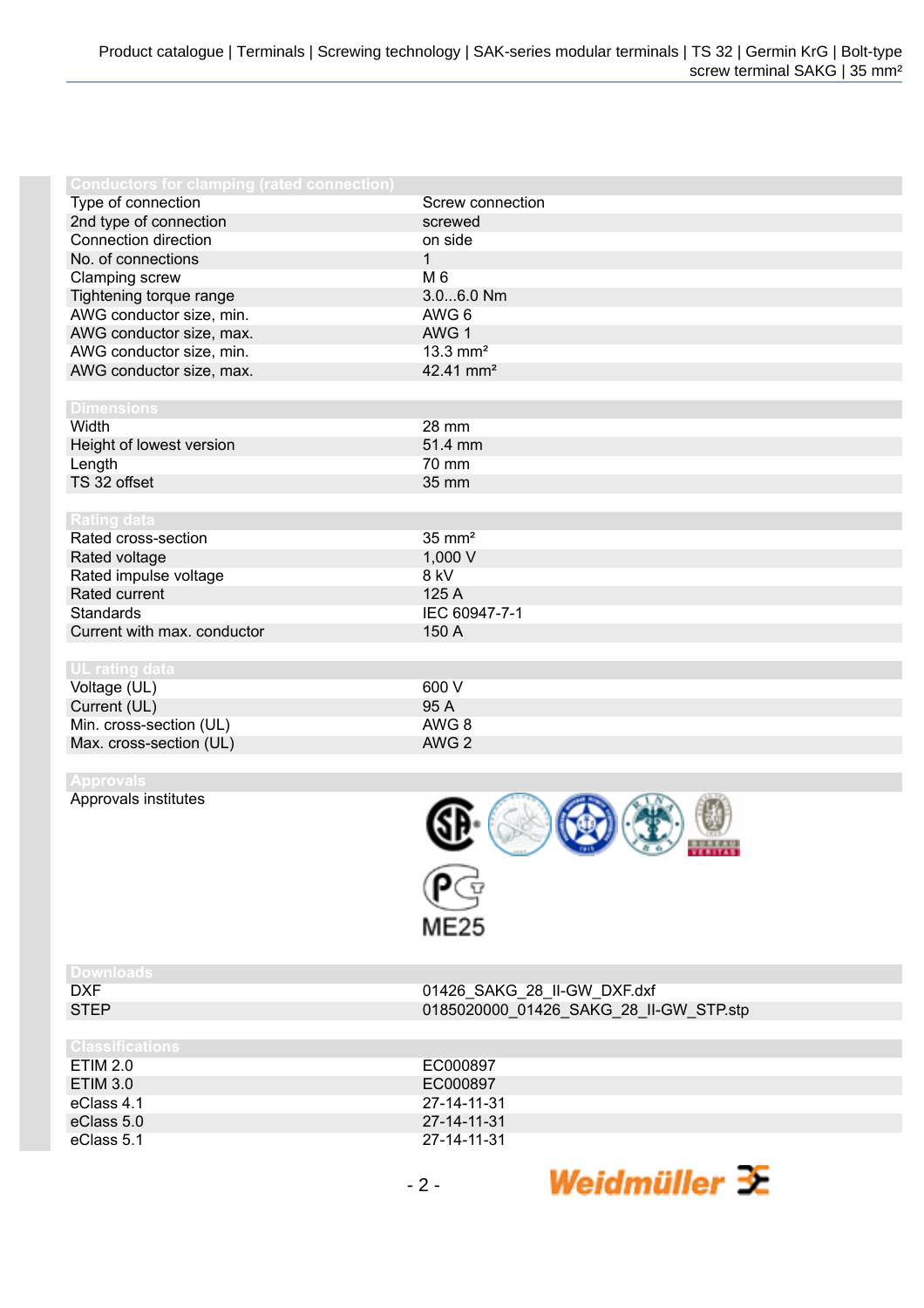| Conductors for clamping (rated connection) | |
|---|---|
| Type of connection | Screw connection |
| 2nd type of connection | screwed |
| Connection direction | on side |
| No. of connections | 1 |
| Clamping screw | M 6 |
| Tightening torque range | 3.0...6.0 Nm |
| AWG conductor size, min. | AWG 6 |
| AWG conductor size, max. | AWG 1 |
| AWG conductor size, min. | 13.3 mm² |
| AWG conductor size, max. | 42.41 mm² |

| Dimensions | |
|---|---|
| Width | 28 mm |
| Height of lowest version | 51.4 mm |
| Length | 70 mm |
| TS 32 offset | 35 mm |

| Rating data | |
|---|---|
| Rated cross-section | 35 mm² |
| Rated voltage | 1,000 V |
| Rated impulse voltage | 8 kV |
| Rated current | 125 A |
| Standards | IEC 60947-7-1 |
| Current with max. conductor | 150 A |

| UL rating data | |
|---|---|
| Voltage (UL) | 600 V |
| Current (UL) | 95 A |
| Min. cross-section (UL) | AWG 8 |
| Max. cross-section (UL) | AWG 2 |

| Approvals | |
|---|---|
| Approvals institutes | ME25 |

| Downloads | |
|---|---|
| DXF | 01426_SAKG_28_II-GW_DXF.dxf |
| STEP | 0185020000_01426_SAKG_28_II-GW_STP.stp |

| Classifications | |
|---|---|
| ETIM 2.0 | EC000897 |
| ETIM 3.0 | EC000897 |
| eClass 4.1 | 27-14-11-31 |
| eClass 5.0 | 27-14-11-31 |
| eClass 5.1 | 27-14-11-31 |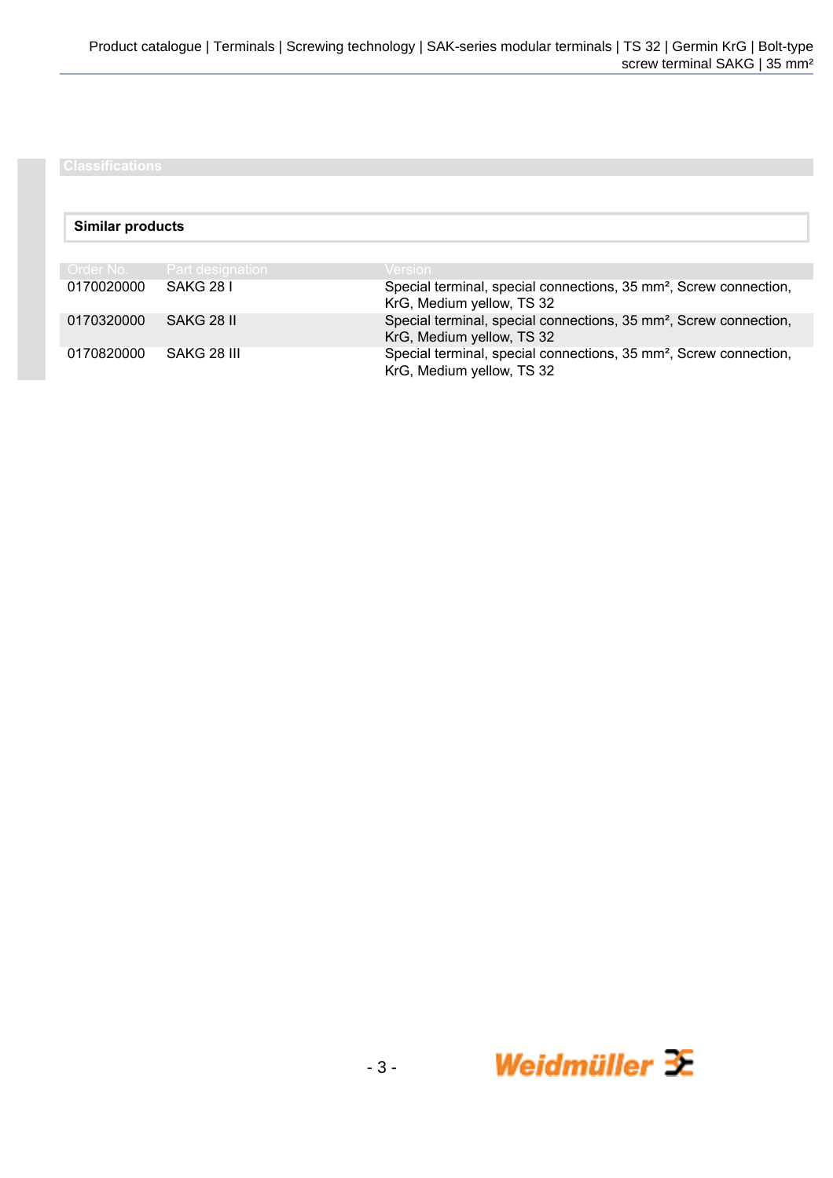## Classifications

### Similar products

| Order No. | Part designation | Version |
|---|---|---|
| 0170020000 | SAKG 28 I | Special terminal, special connections, 35 mm², Screw connection, KrG, Medium yellow, TS 32 |
| 0170320000 | SAKG 28 II | Special terminal, special connections, 35 mm², Screw connection, KrG, Medium yellow, TS 32 |
| 0170820000 | SAKG 28 III | Special terminal, special connections, 35 mm², Screw connection, KrG, Medium yellow, TS 32 |